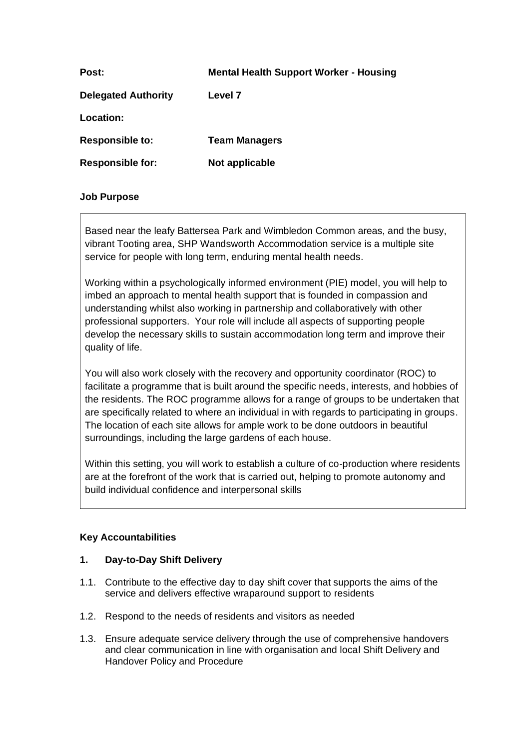| | |
|---|---|
| **Post:** | **Mental Health Support Worker - Housing** |
| **Delegated Authority** | **Level 7** |
| **Location:** | |
| **Responsible to:** | **Team Managers** |
| **Responsible for:** | **Not applicable** |

**Job Purpose**

Based near the leafy Battersea Park and Wimbledon Common areas, and the busy, vibrant Tooting area, SHP Wandsworth Accommodation service is a multiple site service for people with long term, enduring mental health needs.

Working within a psychologically informed environment (PIE) model, you will help to imbed an approach to mental health support that is founded in compassion and understanding whilst also working in partnership and collaboratively with other professional supporters. Your role will include all aspects of supporting people develop the necessary skills to sustain accommodation long term and improve their quality of life.

You will also work closely with the recovery and opportunity coordinator (ROC) to facilitate a programme that is built around the specific needs, interests, and hobbies of the residents. The ROC programme allows for a range of groups to be undertaken that are specifically related to where an individual in with regards to participating in groups. The location of each site allows for ample work to be done outdoors in beautiful surroundings, including the large gardens of each house.

Within this setting, you will work to establish a culture of co-production where residents are at the forefront of the work that is carried out, helping to promote autonomy and build individual confidence and interpersonal skills

**Key Accountabilities**

**1. Day-to-Day Shift Delivery**

1.1. Contribute to the effective day to day shift cover that supports the aims of the service and delivers effective wraparound support to residents

1.2. Respond to the needs of residents and visitors as needed

1.3. Ensure adequate service delivery through the use of comprehensive handovers and clear communication in line with organisation and local Shift Delivery and Handover Policy and Procedure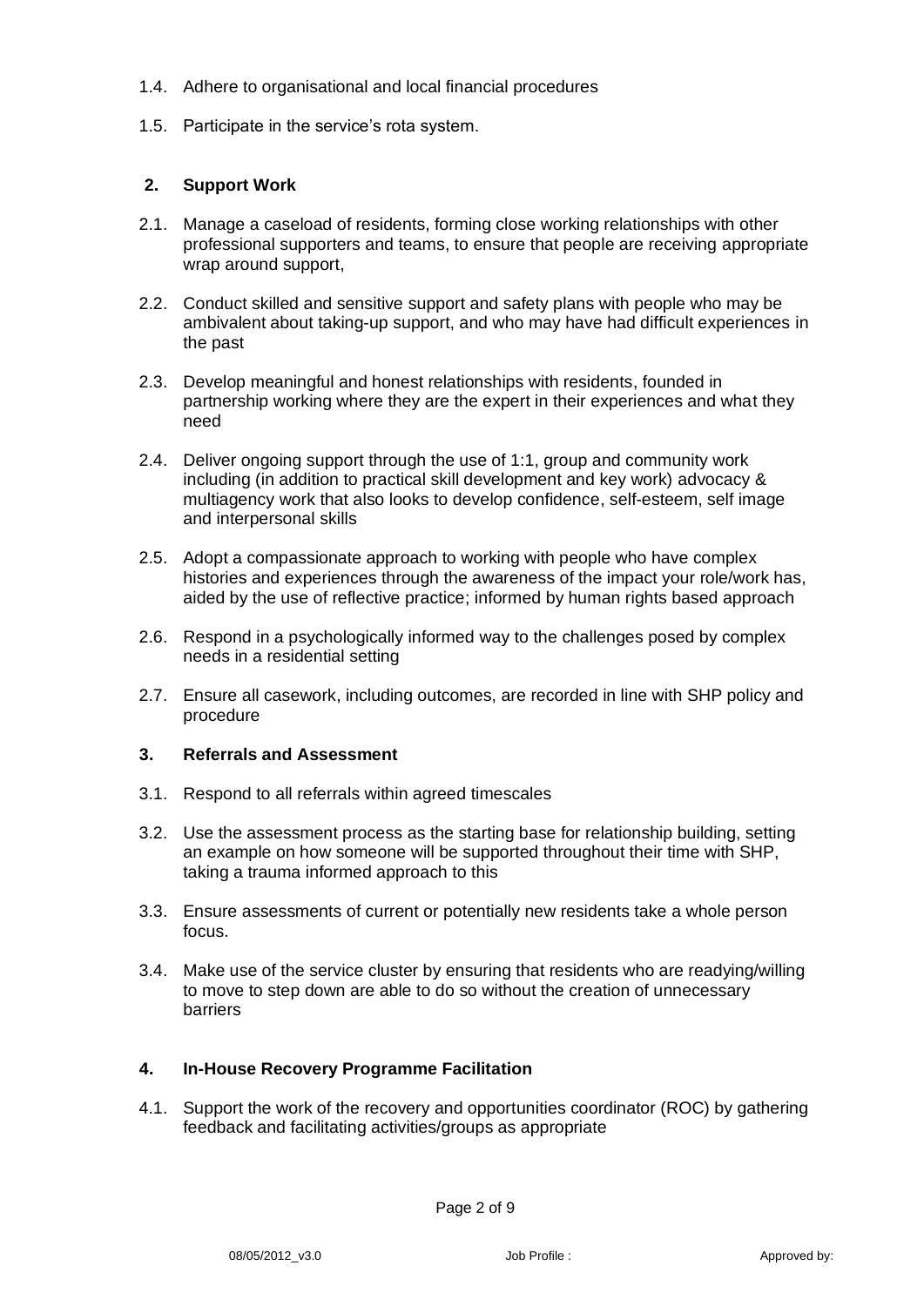1.4. Adhere to organisational and local financial procedures

1.5. Participate in the service's rota system.

## 2. Support Work

2.1. Manage a caseload of residents, forming close working relationships with other professional supporters and teams, to ensure that people are receiving appropriate wrap around support,

2.2. Conduct skilled and sensitive support and safety plans with people who may be ambivalent about taking-up support, and who may have had difficult experiences in the past

2.3. Develop meaningful and honest relationships with residents, founded in partnership working where they are the expert in their experiences and what they need

2.4. Deliver ongoing support through the use of 1:1, group and community work including (in addition to practical skill development and key work) advocacy & multiagency work that also looks to develop confidence, self-esteem, self image and interpersonal skills

2.5. Adopt a compassionate approach to working with people who have complex histories and experiences through the awareness of the impact your role/work has, aided by the use of reflective practice; informed by human rights based approach

2.6. Respond in a psychologically informed way to the challenges posed by complex needs in a residential setting

2.7. Ensure all casework, including outcomes, are recorded in line with SHP policy and procedure

## 3. Referrals and Assessment

3.1. Respond to all referrals within agreed timescales

3.2. Use the assessment process as the starting base for relationship building, setting an example on how someone will be supported throughout their time with SHP, taking a trauma informed approach to this

3.3. Ensure assessments of current or potentially new residents take a whole person focus.

3.4. Make use of the service cluster by ensuring that residents who are readying/willing to move to step down are able to do so without the creation of unnecessary barriers

## 4. In-House Recovery Programme Facilitation

4.1. Support the work of the recovery and opportunities coordinator (ROC) by gathering feedback and facilitating activities/groups as appropriate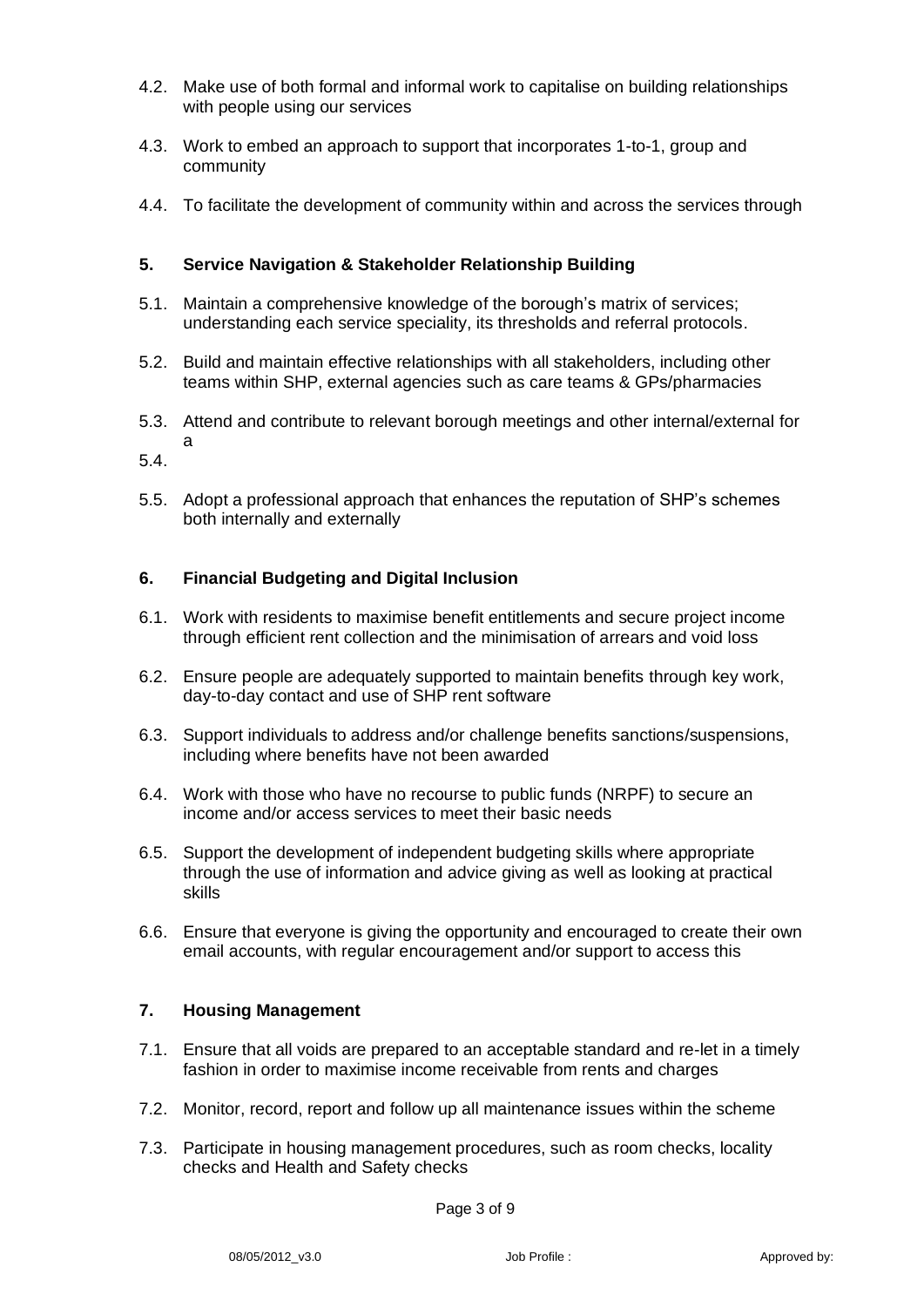4.2. Make use of both formal and informal work to capitalise on building relationships with people using our services

4.3. Work to embed an approach to support that incorporates 1-to-1, group and community

4.4. To facilitate the development of community within and across the services through

## 5. Service Navigation & Stakeholder Relationship Building

5.1. Maintain a comprehensive knowledge of the borough's matrix of services; understanding each service speciality, its thresholds and referral protocols.

5.2. Build and maintain effective relationships with all stakeholders, including other teams within SHP, external agencies such as care teams & GPs/pharmacies

5.3. Attend and contribute to relevant borough meetings and other internal/external for a

5.4.

5.5. Adopt a professional approach that enhances the reputation of SHP's schemes both internally and externally

## 6. Financial Budgeting and Digital Inclusion

6.1. Work with residents to maximise benefit entitlements and secure project income through efficient rent collection and the minimisation of arrears and void loss

6.2. Ensure people are adequately supported to maintain benefits through key work, day-to-day contact and use of SHP rent software

6.3. Support individuals to address and/or challenge benefits sanctions/suspensions, including where benefits have not been awarded

6.4. Work with those who have no recourse to public funds (NRPF) to secure an income and/or access services to meet their basic needs

6.5. Support the development of independent budgeting skills where appropriate through the use of information and advice giving as well as looking at practical skills

6.6. Ensure that everyone is giving the opportunity and encouraged to create their own email accounts, with regular encouragement and/or support to access this

## 7. Housing Management

7.1. Ensure that all voids are prepared to an acceptable standard and re-let in a timely fashion in order to maximise income receivable from rents and charges

7.2. Monitor, record, report and follow up all maintenance issues within the scheme

7.3. Participate in housing management procedures, such as room checks, locality checks and Health and Safety checks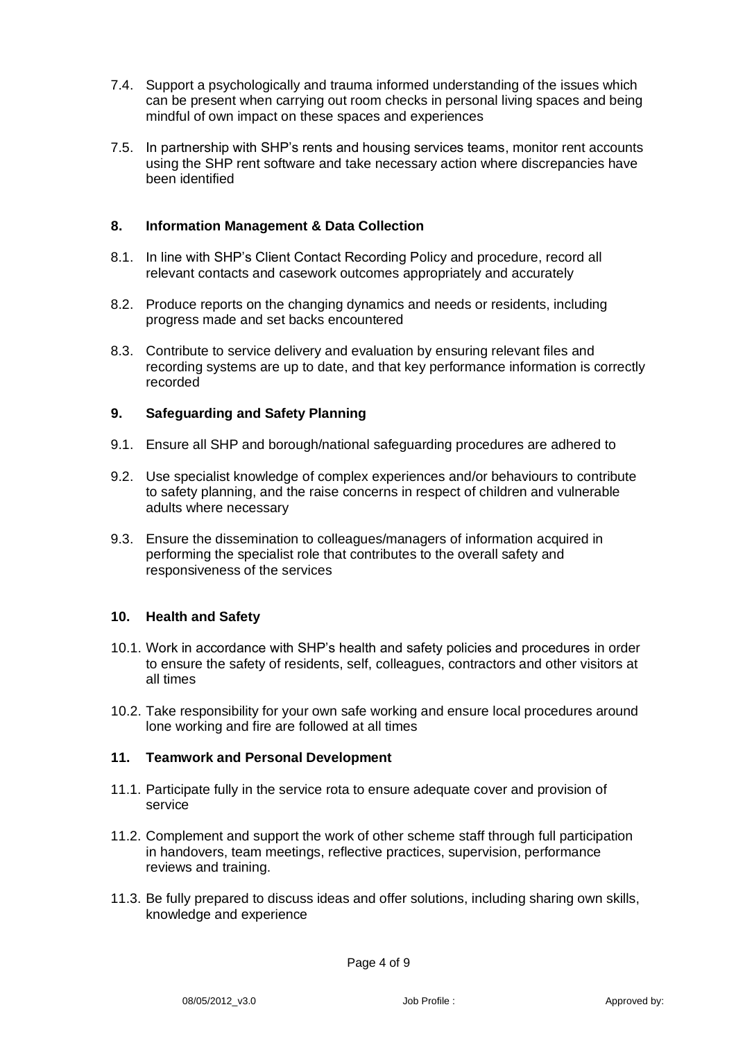7.4. Support a psychologically and trauma informed understanding of the issues which can be present when carrying out room checks in personal living spaces and being mindful of own impact on these spaces and experiences

7.5. In partnership with SHP's rents and housing services teams, monitor rent accounts using the SHP rent software and take necessary action where discrepancies have been identified

## 8. Information Management & Data Collection

8.1. In line with SHP's Client Contact Recording Policy and procedure, record all relevant contacts and casework outcomes appropriately and accurately

8.2. Produce reports on the changing dynamics and needs or residents, including progress made and set backs encountered

8.3. Contribute to service delivery and evaluation by ensuring relevant files and recording systems are up to date, and that key performance information is correctly recorded

## 9. Safeguarding and Safety Planning

9.1. Ensure all SHP and borough/national safeguarding procedures are adhered to

9.2. Use specialist knowledge of complex experiences and/or behaviours to contribute to safety planning, and the raise concerns in respect of children and vulnerable adults where necessary

9.3. Ensure the dissemination to colleagues/managers of information acquired in performing the specialist role that contributes to the overall safety and responsiveness of the services

## 10. Health and Safety

10.1. Work in accordance with SHP's health and safety policies and procedures in order to ensure the safety of residents, self, colleagues, contractors and other visitors at all times

10.2. Take responsibility for your own safe working and ensure local procedures around lone working and fire are followed at all times

## 11. Teamwork and Personal Development

11.1. Participate fully in the service rota to ensure adequate cover and provision of service

11.2. Complement and support the work of other scheme staff through full participation in handovers, team meetings, reflective practices, supervision, performance reviews and training.

11.3. Be fully prepared to discuss ideas and offer solutions, including sharing own skills, knowledge and experience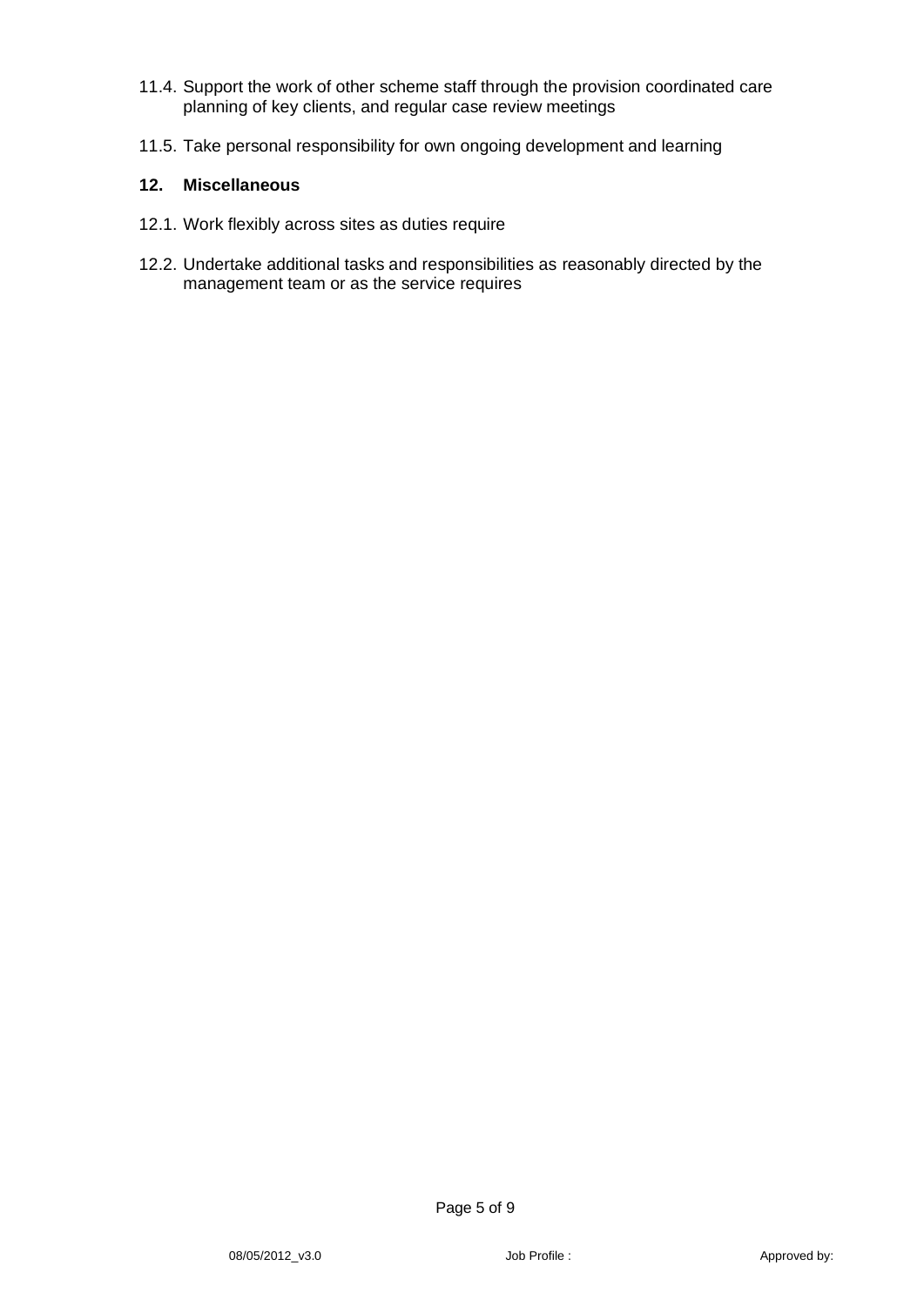11.4. Support the work of other scheme staff through the provision coordinated care planning of key clients, and regular case review meetings

11.5. Take personal responsibility for own ongoing development and learning

## 12. Miscellaneous

12.1. Work flexibly across sites as duties require

12.2. Undertake additional tasks and responsibilities as reasonably directed by the management team or as the service requires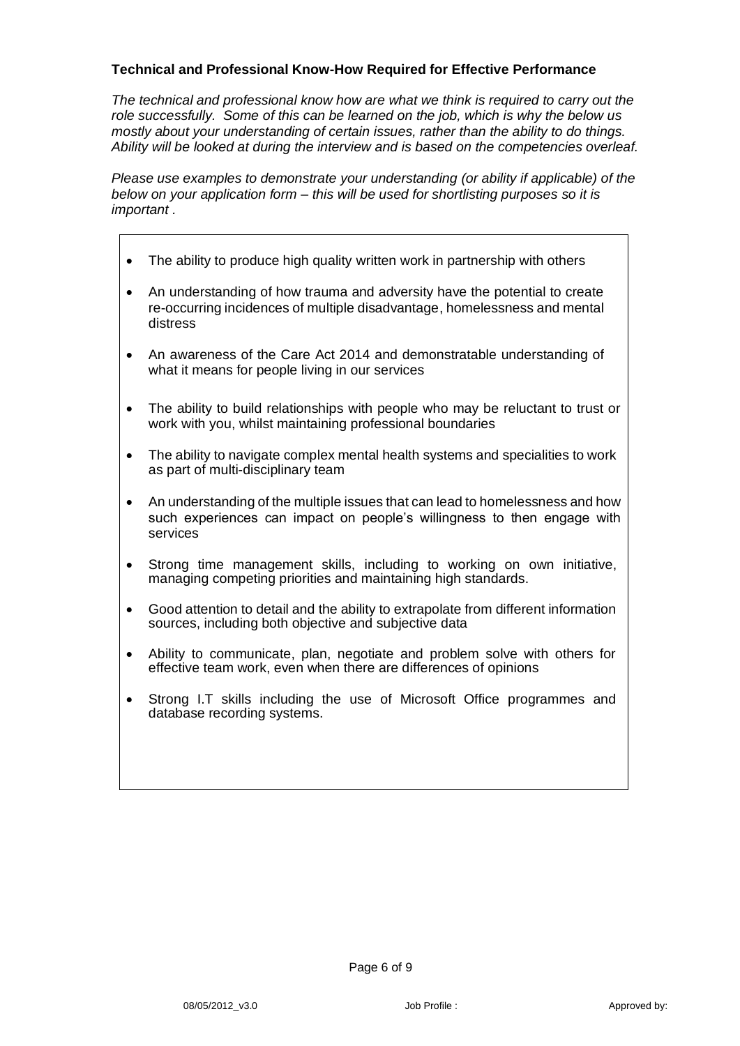**Technical and Professional Know-How Required for Effective Performance**

*The technical and professional know how are what we think is required to carry out the role successfully. Some of this can be learned on the job, which is why the below us mostly about your understanding of certain issues, rather than the ability to do things. Ability will be looked at during the interview and is based on the competencies overleaf.*

*Please use examples to demonstrate your understanding (or ability if applicable) of the below on your application form – this will be used for shortlisting purposes so it is important .*

- The ability to produce high quality written work in partnership with others
- An understanding of how trauma and adversity have the potential to create re-occurring incidences of multiple disadvantage, homelessness and mental distress
- An awareness of the Care Act 2014 and demonstratable understanding of what it means for people living in our services
- The ability to build relationships with people who may be reluctant to trust or work with you, whilst maintaining professional boundaries
- The ability to navigate complex mental health systems and specialities to work as part of multi-disciplinary team
- An understanding of the multiple issues that can lead to homelessness and how such experiences can impact on people's willingness to then engage with services
- Strong time management skills, including to working on own initiative, managing competing priorities and maintaining high standards.
- Good attention to detail and the ability to extrapolate from different information sources, including both objective and subjective data
- Ability to communicate, plan, negotiate and problem solve with others for effective team work, even when there are differences of opinions
- Strong I.T skills including the use of Microsoft Office programmes and database recording systems.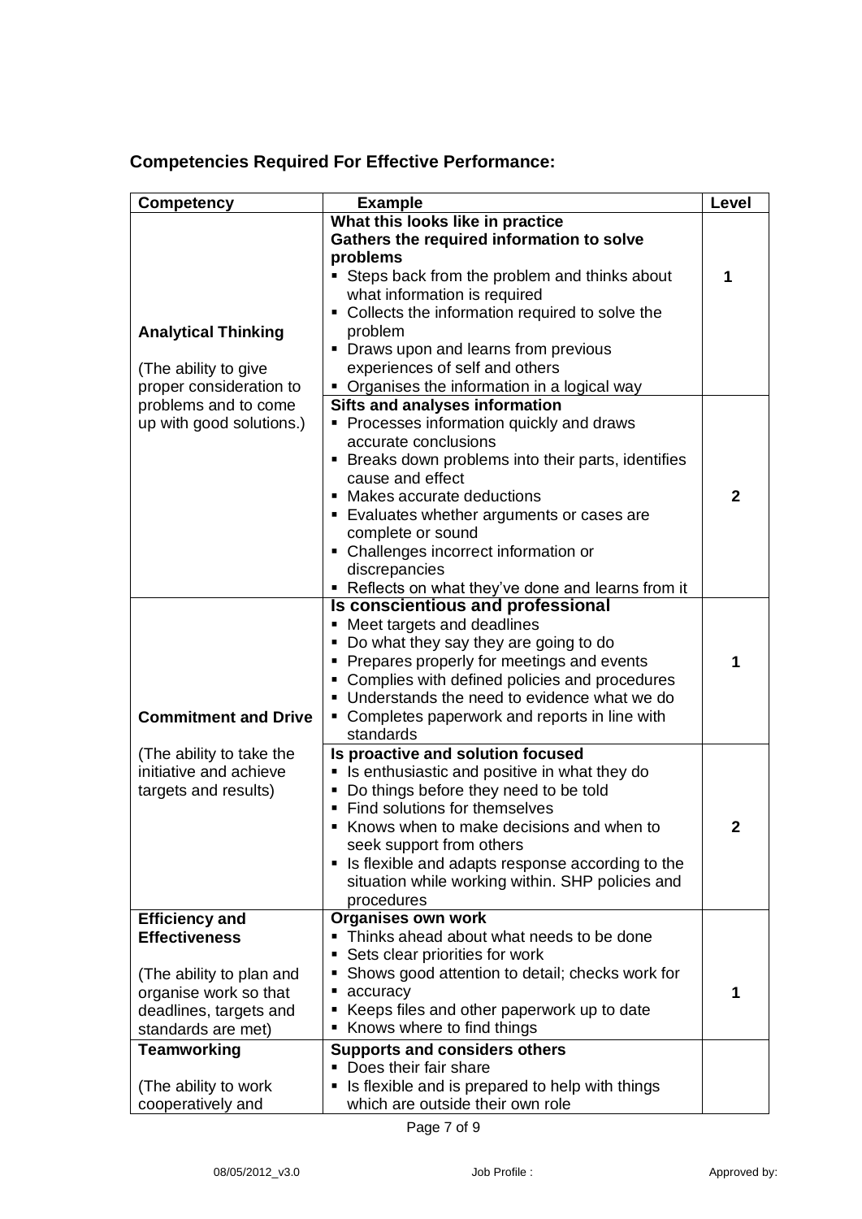## Competencies Required For Effective Performance:

| Competency | Example | Level |
|---|---|---|
| **Analytical Thinking**<br><br>(The ability to give proper consideration to problems and to come up with good solutions.) | **What this looks like in practice**<br>**Gathers the required information to solve problems**<br>▪ Steps back from the problem and thinks about what information is required<br>▪ Collects the information required to solve the problem<br>▪ Draws upon and learns from previous experiences of self and others<br>▪ Organises the information in a logical way | 1 |
| | **Sifts and analyses information**<br>▪ Processes information quickly and draws accurate conclusions<br>▪ Breaks down problems into their parts, identifies cause and effect<br>▪ Makes accurate deductions<br>▪ Evaluates whether arguments or cases are complete or sound<br>▪ Challenges incorrect information or discrepancies<br>▪ Reflects on what they've done and learns from it | 2 |
| **Commitment and Drive**<br><br>(The ability to take the initiative and achieve targets and results) | **Is conscientious and professional**<br>▪ Meet targets and deadlines<br>▪ Do what they say they are going to do<br>▪ Prepares properly for meetings and events<br>▪ Complies with defined policies and procedures<br>▪ Understands the need to evidence what we do<br>▪ Completes paperwork and reports in line with standards | 1 |
| | **Is proactive and solution focused**<br>▪ Is enthusiastic and positive in what they do<br>▪ Do things before they need to be told<br>▪ Find solutions for themselves<br>▪ Knows when to make decisions and when to seek support from others<br>▪ Is flexible and adapts response according to the situation while working within. SHP policies and procedures | 2 |
| **Efficiency and Effectiveness**<br><br>(The ability to plan and organise work so that deadlines, targets and standards are met) | **Organises own work**<br>▪ Thinks ahead about what needs to be done<br>▪ Sets clear priorities for work<br>▪ Shows good attention to detail; checks work for<br>▪ accuracy<br>▪ Keeps files and other paperwork up to date<br>▪ Knows where to find things | 1 |
| **Teamworking**<br><br>(The ability to work cooperatively and | **Supports and considers others**<br>▪ Does their fair share<br>▪ Is flexible and is prepared to help with things which are outside their own role | |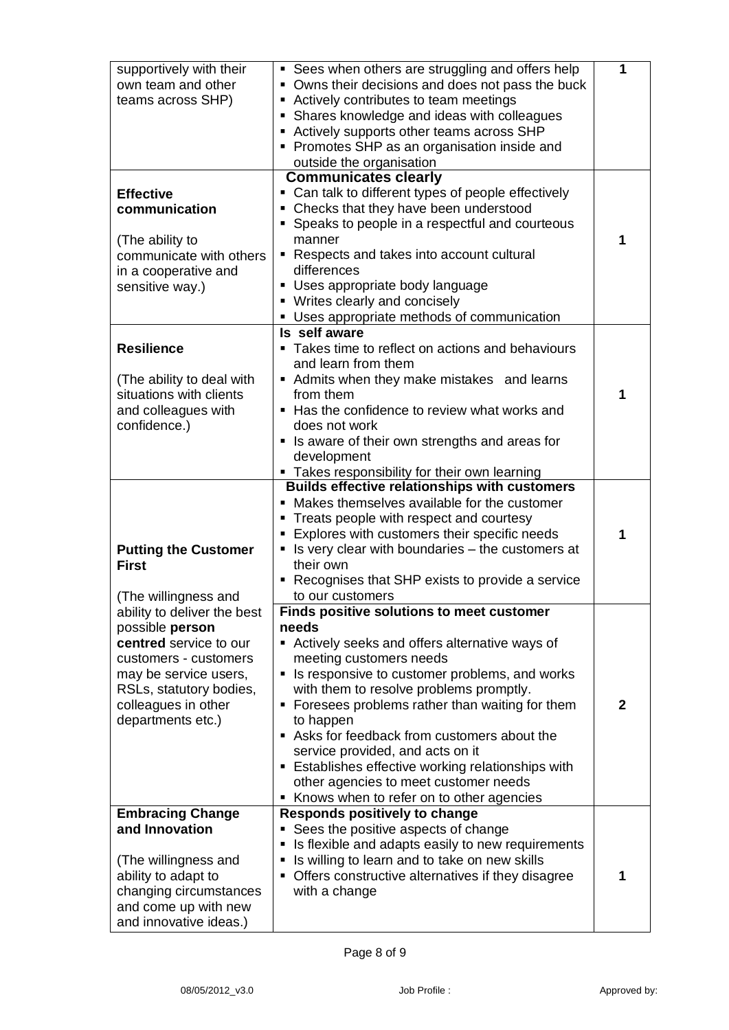| | | |
|---|---|---|
| supportively with their own team and other teams across SHP) | ▪ Sees when others are struggling and offers help<br>▪ Owns their decisions and does not pass the buck<br>▪ Actively contributes to team meetings<br>▪ Shares knowledge and ideas with colleagues<br>▪ Actively supports other teams across SHP<br>▪ Promotes SHP as an organisation inside and outside the organisation | 1 |
| **Effective communication**<br><br>(The ability to communicate with others in a cooperative and sensitive way.) | **Communicates clearly**<br>▪ Can talk to different types of people effectively<br>▪ Checks that they have been understood<br>▪ Speaks to people in a respectful and courteous manner<br>▪ Respects and takes into account cultural differences<br>▪ Uses appropriate body language<br>▪ Writes clearly and concisely<br>▪ Uses appropriate methods of communication | 1 |
| **Resilience**<br><br>(The ability to deal with situations with clients and colleagues with confidence.) | **Is self aware**<br>▪ Takes time to reflect on actions and behaviours and learn from them<br>▪ Admits when they make mistakes and learns from them<br>▪ Has the confidence to review what works and does not work<br>▪ Is aware of their own strengths and areas for development<br>▪ Takes responsibility for their own learning | 1 |
| **Putting the Customer First**<br><br>(The willingness and ability to deliver the best possible **person centred** service to our customers - customers may be service users, RSLs, statutory bodies, colleagues in other departments etc.) | **Builds effective relationships with customers**<br>▪ Makes themselves available for the customer<br>▪ Treats people with respect and courtesy<br>▪ Explores with customers their specific needs<br>▪ Is very clear with boundaries – the customers at their own<br>▪ Recognises that SHP exists to provide a service to our customers | 1 |
| | **Finds positive solutions to meet customer needs**<br>▪ Actively seeks and offers alternative ways of meeting customers needs<br>▪ Is responsive to customer problems, and works with them to resolve problems promptly.<br>▪ Foresees problems rather than waiting for them to happen<br>▪ Asks for feedback from customers about the service provided, and acts on it<br>▪ Establishes effective working relationships with other agencies to meet customer needs<br>▪ Knows when to refer on to other agencies | 2 |
| **Embracing Change and Innovation**<br><br>(The willingness and ability to adapt to changing circumstances and come up with new and innovative ideas.) | **Responds positively to change**<br>▪ Sees the positive aspects of change<br>▪ Is flexible and adapts easily to new requirements<br>▪ Is willing to learn and to take on new skills<br>▪ Offers constructive alternatives if they disagree with a change | 1 |